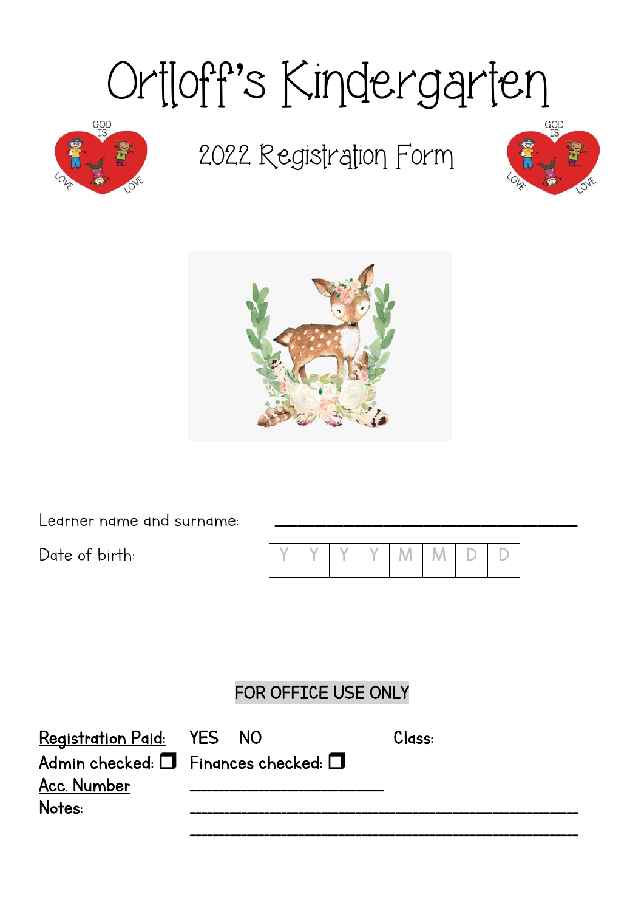# Ortloff's Kindergarten

## 2022 Registration Form

Learner name and surname: ___________________________________

Date of birth:

| Y | Y | Y | Y | M | M | D | D |
|---|---|---|---|---|---|---|---|

FOR OFFICE USE ONLY

Registration Paid: YES NO

Class: ____________________

Admin checked: ❒ Finances checked: ❒

Acc. Number ____________________

Notes: ___________________________________

___________________________________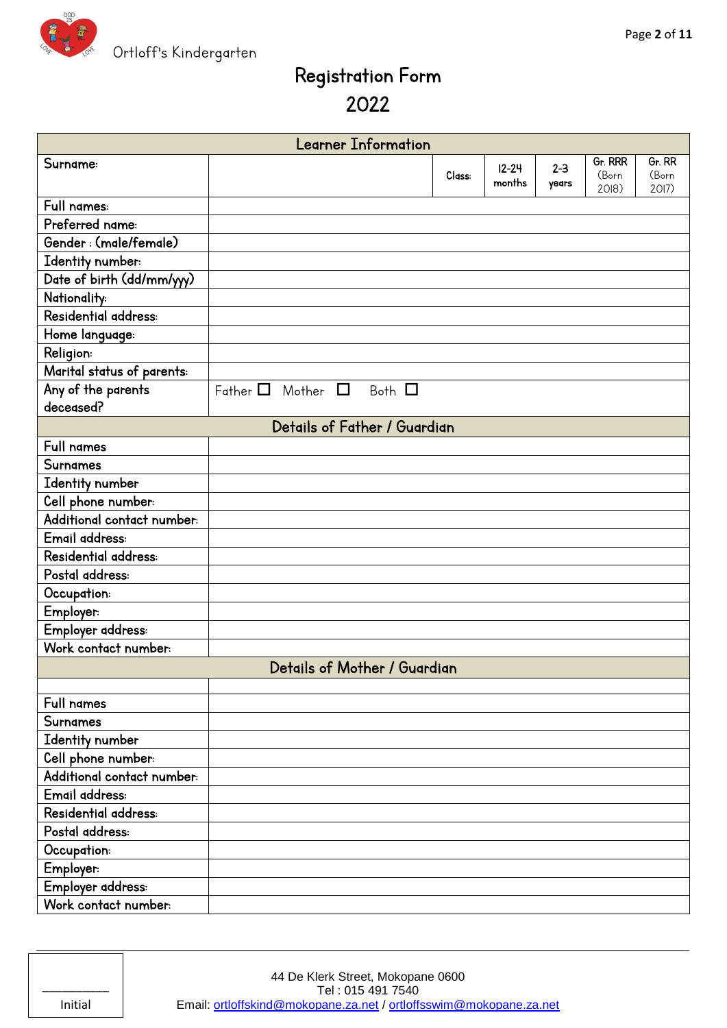Ortloff's Kindergarten

# Registration Form
# 2022

| Learner Information | | | | | | |
|---|---|---|---|---|---|---|
| Surname: | | Class: | 12-24 months | 2-3 years | Gr. RRR (Born 2018) | Gr. RR (Born 2017) |
| Full names: | | | | | | |
| Preferred name: | | | | | | |
| Gender : (male/female) | | | | | | |
| Identity number: | | | | | | |
| Date of birth (dd/mm/yyy) | | | | | | |
| Nationality: | | | | | | |
| Residential address: | | | | | | |
| Home language: | | | | | | |
| Religion: | | | | | | |
| Marital status of parents: | | | | | | |
| Any of the parents deceased? | Father ☐ Mother ☐ Both ☐ | | | | | |

| Details of Father / Guardian | |
|---|---|
| Full names | |
| Surnames | |
| Identity number | |
| Cell phone number: | |
| Additional contact number: | |
| Email address: | |
| Residential address: | |
| Postal address: | |
| Occupation: | |
| Employer: | |
| Employer address: | |
| Work contact number: | |

| Details of Mother / Guardian | |
|---|---|
| | |
| Full names | |
| Surnames | |
| Identity number | |
| Cell phone number: | |
| Additional contact number: | |
| Email address: | |
| Residential address: | |
| Postal address: | |
| Occupation: | |
| Employer: | |
| Employer address: | |
| Work contact number: | |

_________ Initial

44 De Klerk Street, Mokopane 0600
Tel : 015 491 7540
Email: ortloffskind@mokopane.za.net / ortloffsswim@mokopane.za.net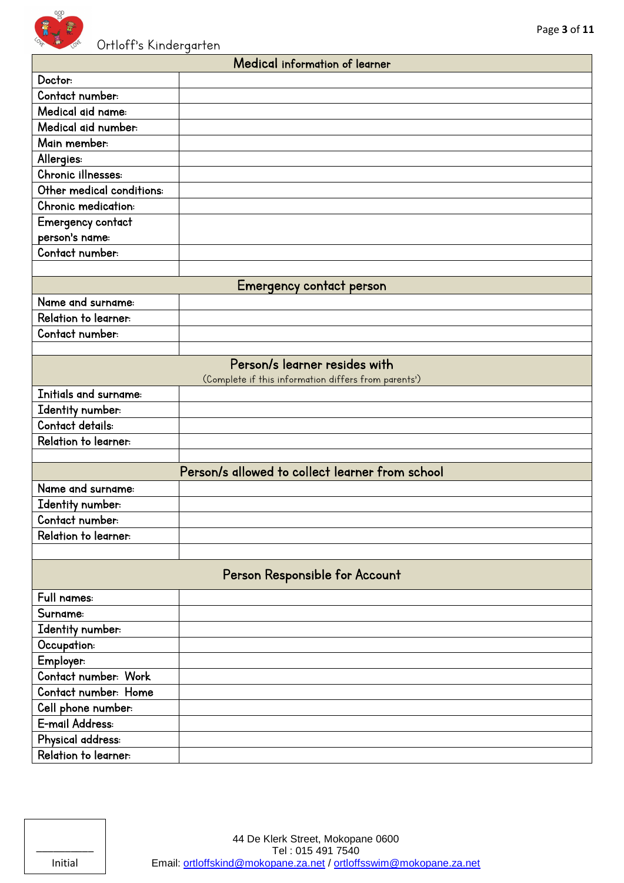Ortloff's Kindergarten

| Medical information of learner | |
|---|---|
| Doctor: | |
| Contact number: | |
| Medical aid name: | |
| Medical aid number: | |
| Main member: | |
| Allergies: | |
| Chronic illnesses: | |
| Other medical conditions: | |
| Chronic medication: | |
| Emergency contact person's name: | |
| Contact number: | |
| | |

| Emergency contact person | |
|---|---|
| Name and surname: | |
| Relation to learner: | |
| Contact number: | |
| | |

| Person/s learner resides with (Complete if this information differs from parents') | |
|---|---|
| Initials and surname: | |
| Identity number: | |
| Contact details: | |
| Relation to learner: | |
| | |

| Person/s allowed to collect learner from school | |
|---|---|
| Name and surname: | |
| Identity number: | |
| Contact number: | |
| Relation to learner: | |
| | |

| Person Responsible for Account | |
|---|---|
| Full names: | |
| Surname: | |
| Identity number: | |
| Occupation: | |
| Employer: | |
| Contact number: Work | |
| Contact number: Home | |
| Cell phone number: | |
| E-mail Address: | |
| Physical address: | |
| Relation to learner: | |

__________
Initial

44 De Klerk Street, Mokopane 0600
Tel : 015 491 7540
Email: ortloffskind@mokopane.za.net / ortloffsswim@mokopane.za.net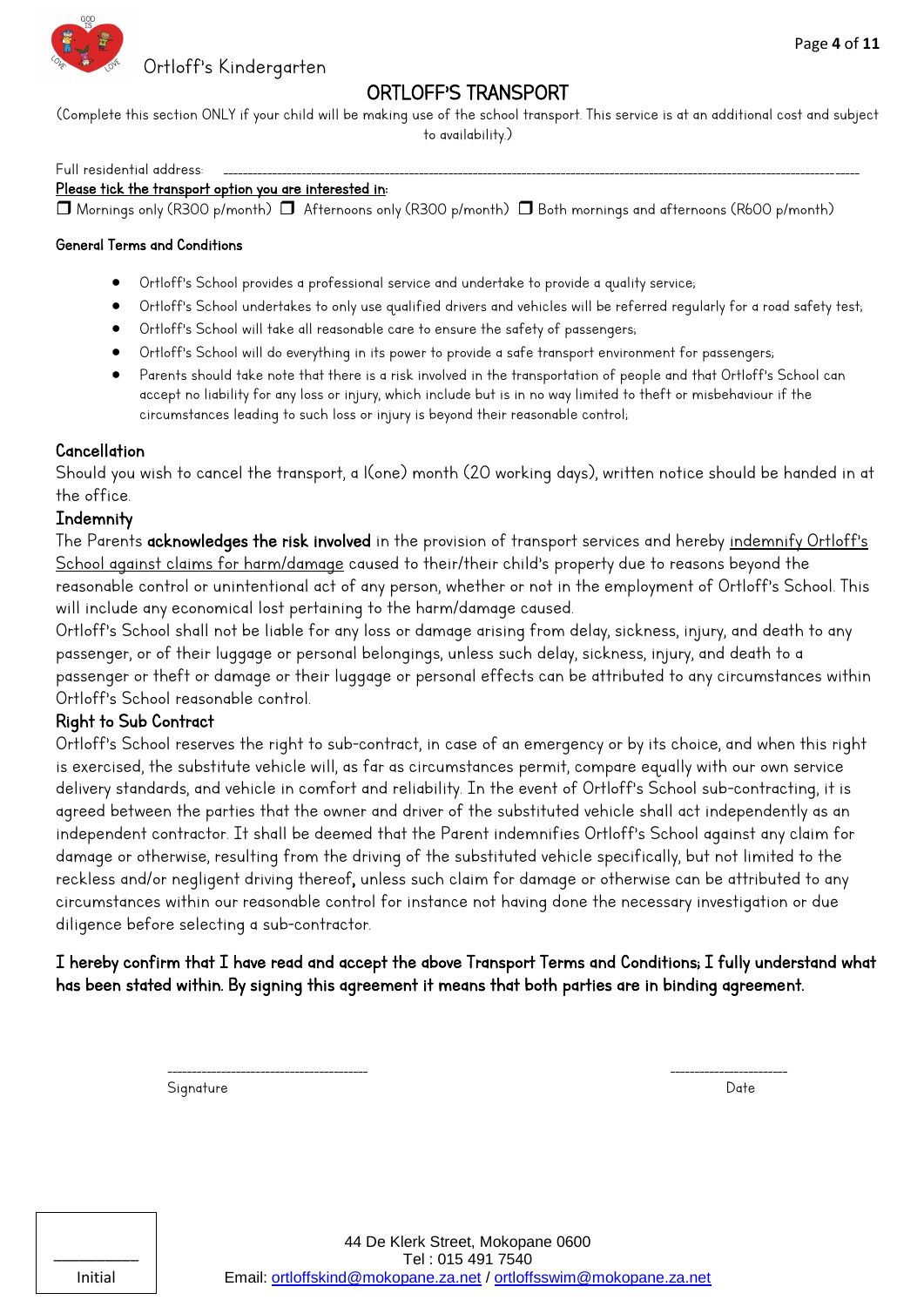Ortloff's Kindergarten

# ORTLOFF'S TRANSPORT

(Complete this section ONLY if your child will be making use of the school transport. This service is at an additional cost and subject to availability.)

Full residential address: ___________________________________________________________________________

Please tick the transport option you are interested in:

❒ Mornings only (R300 p/month) ❒ Afternoons only (R300 p/month) ❒ Both mornings and afternoons (R600 p/month)

**General Terms and Conditions**

- Ortloff's School provides a professional service and undertake to provide a quality service;
- Ortloff's School undertakes to only use qualified drivers and vehicles will be referred regularly for a road safety test;
- Ortloff's School will take all reasonable care to ensure the safety of passengers;
- Ortloff's School will do everything in its power to provide a safe transport environment for passengers;
- Parents should take note that there is a risk involved in the transportation of people and that Ortloff's School can accept no liability for any loss or injury, which include but is in no way limited to theft or misbehaviour if the circumstances leading to such loss or injury is beyond their reasonable control;

## Cancellation

Should you wish to cancel the transport, a l(one) month (20 working days), written notice should be handed in at the office.

## Indemnity

The Parents **acknowledges the risk involved** in the provision of transport services and hereby indemnify Ortloff's School against claims for harm/damage caused to their/their child's property due to reasons beyond the reasonable control or unintentional act of any person, whether or not in the employment of Ortloff's School. This will include any economical lost pertaining to the harm/damage caused.

Ortloff's School shall not be liable for any loss or damage arising from delay, sickness, injury, and death to any passenger, or of their luggage or personal belongings, unless such delay, sickness, injury, and death to a passenger or theft or damage or their luggage or personal effects can be attributed to any circumstances within Ortloff's School reasonable control.

## Right to Sub Contract

Ortloff's School reserves the right to sub-contract, in case of an emergency or by its choice, and when this right is exercised, the substitute vehicle will, as far as circumstances permit, compare equally with our own service delivery standards, and vehicle in comfort and reliability. In the event of Ortloff's School sub-contracting, it is agreed between the parties that the owner and driver of the substituted vehicle shall act independently as an independent contractor. It shall be deemed that the Parent indemnifies Ortloff's School against any claim for damage or otherwise, resulting from the driving of the substituted vehicle specifically, but not limited to the reckless and/or negligent driving thereof**,** unless such claim for damage or otherwise can be attributed to any circumstances within our reasonable control for instance not having done the necessary investigation or due diligence before selecting a sub-contractor.

**I hereby confirm that I have read and accept the above Transport Terms and Conditions; I fully understand what has been stated within. By signing this agreement it means that both parties are in binding agreement.**

------------------------------------------ Signature

------------------------ Date

__________ Initial

44 De Klerk Street, Mokopane 0600
Tel : 015 491 7540
Email: ortloffskind@mokopane.za.net / ortloffsswim@mokopane.za.net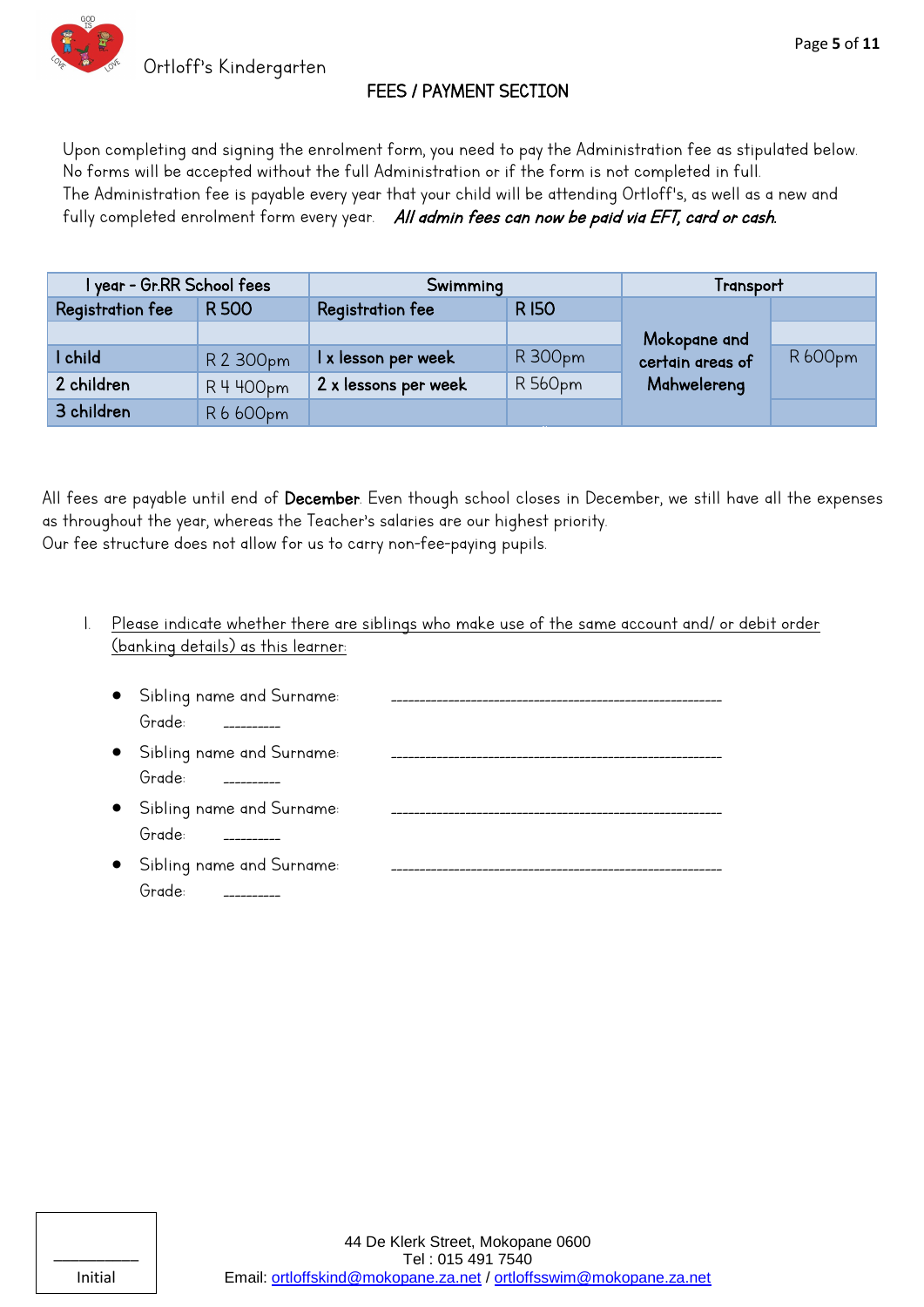Ortloff's Kindergarten

## FEES / PAYMENT SECTION

Upon completing and signing the enrolment form, you need to pay the Administration fee as stipulated below. No forms will be accepted without the full Administration or if the form is not completed in full.
The Administration fee is payable every year that your child will be attending Ortloff's, as well as a new and fully completed enrolment form every year. ***All admin fees can now be paid via EFT, card or cash.***

| 1 year - Gr.RR School fees | | Swimming | | Transport | |
|---|---|---|---|---|---|
| **Registration fee** | **R 500** | **Registration fee** | **R 150** | **Mokopane and certain areas of Mahwelereng** | |
| | | | | | |
| **1 child** | R 2 300pm | **1 x lesson per week** | R 300pm | | R 600pm |
| **2 children** | R 4 400pm | **2 x lessons per week** | R 560pm | | |
| **3 children** | R 6 600pm | | | | |

All fees are payable until end of **December**. Even though school closes in December, we still have all the expenses as throughout the year, whereas the Teacher's salaries are our highest priority.
Our fee structure does not allow for us to carry non-fee-paying pupils.

1. Please indicate whether there are siblings who make use of the same account and/ or debit order (banking details) as this learner:

- Sibling name and Surname: ____________________________________________________________
  Grade: __________
- Sibling name and Surname: ____________________________________________________________
  Grade: __________
- Sibling name and Surname: ____________________________________________________________
  Grade: __________
- Sibling name and Surname: ____________________________________________________________
  Grade: __________

__________
Initial

44 De Klerk Street, Mokopane 0600
Tel : 015 491 7540
Email: ortloffskind@mokopane.za.net / ortloffsswim@mokopane.za.net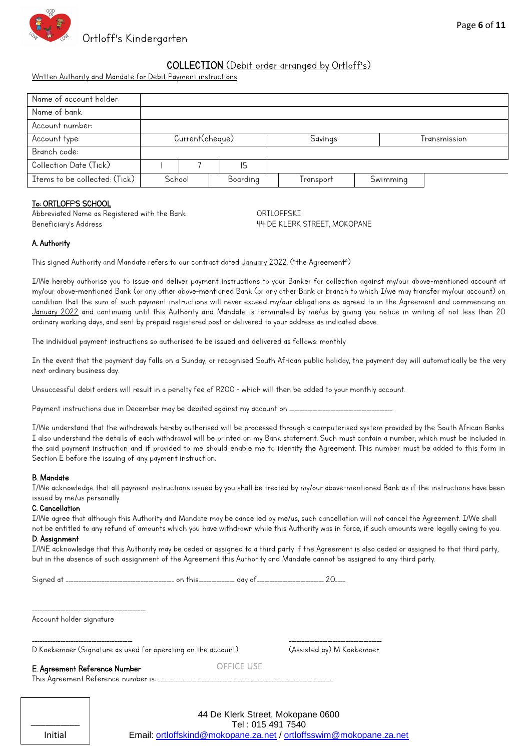Ortloff's Kindergarten

## COLLECTION (Debit order arranged by Ortloff's)

Written Authority and Mandate for Debit Payment instructions

| | | | | | | |
|---|---|---|---|---|---|---|
| Name of account holder: | | | | | | |
| Name of bank: | | | | | | |
| Account number: | | | | | | |
| Account type: | Current(cheque) | | Savings | | Transmission | |
| Branch code: | | | | | | |
| Collection Date (Tick) | 1 | 7 | 15 | | | |
| Items to be collected: (Tick) | School | Boarding | Transport | Swimming | | |

**To: ORTLOFF'S SCHOOL**

Abbreviated Name as Registered with the Bank ORTLOFFSKI
Beneficiary's Address 44 DE KLERK STREET, MOKOPANE

**A. Authority**

This signed Authority and Mandate refers to our contract dated January 2022. ("the Agreement")

I/We hereby authorise you to issue and deliver payment instructions to your Banker for collection against my/our above-mentioned account at my/our above-mentioned Bank (or any other above-mentioned Bank (or any other Bank or branch to which I/we may transfer my/our account) on condition that the sum of such payment instructions will never exceed my/our obligations as agreed to in the Agreement and commencing on January 2022 and continuing until this Authority and Mandate is terminated by me/us by giving you notice in writing of not less than 20 ordinary working days, and sent by prepaid registered post or delivered to your address as indicated above.

The individual payment instructions so authorised to be issued and delivered as follows: monthly

In the event that the payment day falls on a Sunday, or recognised South African public holiday, the payment day will automatically be the very next ordinary business day.

Unsuccessful debit orders will result in a penalty fee of R200 - which will then be added to your monthly account.

Payment instructions due in December may be debited against my account on ___________________.

I/We understand that the withdrawals hereby authorised will be processed through a computerised system provided by the South African Banks. I also understand the details of each withdrawal will be printed on my Bank statement. Such must contain a number, which must be included in the said payment instruction and if provided to me should enable me to identity the Agreement. This number must be added to this form in Section E before the issuing of any payment instruction.

**B. Mandate**

I/We acknowledge that all payment instructions issued by you shall be treated by my/our above-mentioned Bank as if the instructions have been issued by me/us personally.

**C. Cancellation**

I/We agree that although this Authority and Mandate may be cancelled by me/us, such cancellation will not cancel the Agreement. I/We shall not be entitled to any refund of amounts which you have withdrawn while this Authority was in force, if such amounts were legally owing to you.

**D. Assignment**

I/WE acknowledge that this Authority may be ceded or assigned to a third party if the Agreement is also ceded or assigned to that third party, but in the absence of such assignment of the Agreement this Authority and Mandate cannot be assigned to any third party.

Signed at ___________________ on this________ day of______________ 20___.

_____________________
Account holder signature

_____________________
D Koekemoer (Signature as used for operating on the account)

_____________________
(Assisted by) M Koekemoer

**E. Agreement Reference Number** OFFICE USE

This Agreement Reference number is: ______________________________

__________
Initial

44 De Klerk Street, Mokopane 0600
Tel : 015 491 7540
Email: ortloffskind@mokopane.za.net / ortloffsswim@mokopane.za.net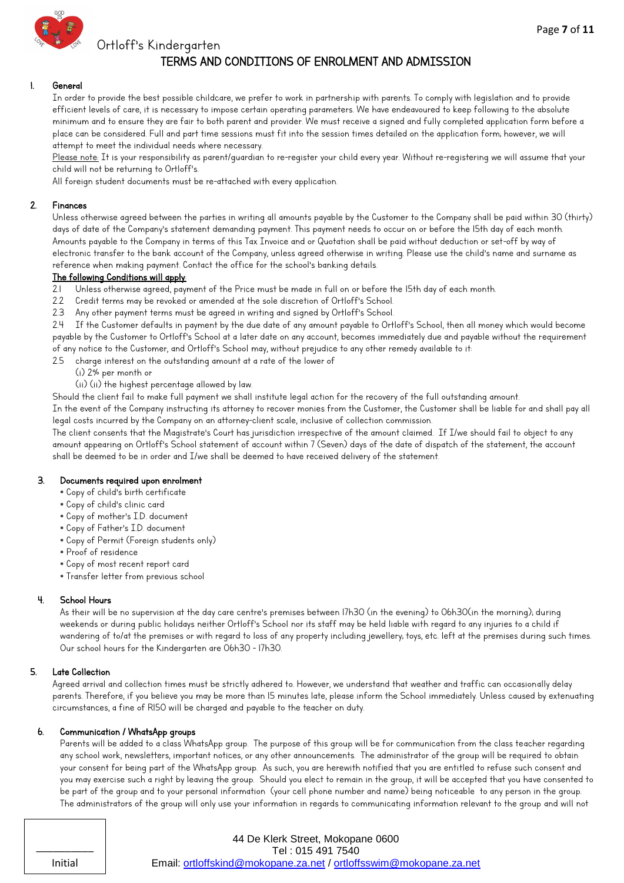Ortloff's Kindergarten

# TERMS AND CONDITIONS OF ENROLMENT AND ADMISSION

## 1. General

In order to provide the best possible childcare, we prefer to work in partnership with parents. To comply with legislation and to provide efficient levels of care, it is necessary to impose certain operating parameters. We have endeavoured to keep following to the absolute minimum and to ensure they are fair to both parent and provider. We must receive a signed and fully completed application form before a place can be considered. Full and part time sessions must fit into the session times detailed on the application form; however, we will attempt to meet the individual needs where necessary.

Please note: It is your responsibility as parent/guardian to re-register your child every year. Without re-registering we will assume that your child will not be returning to Ortloff's.

All foreign student documents must be re-attached with every application.

## 2. Finances

Unless otherwise agreed between the parties in writing all amounts payable by the Customer to the Company shall be paid within 30 (thirty) days of date of the Company's statement demanding payment. This payment needs to occur on or before the 15th day of each month. Amounts payable to the Company in terms of this Tax Invoice and or Quotation shall be paid without deduction or set-off by way of electronic transfer to the bank account of the Company, unless agreed otherwise in writing. Please use the child's name and surname as reference when making payment. Contact the office for the school's banking details.

**The following Conditions will apply:**

2.1 Unless otherwise agreed, payment of the Price must be made in full on or before the 15th day of each month.

2.2 Credit terms may be revoked or amended at the sole discretion of Ortloff's School.

2.3 Any other payment terms must be agreed in writing and signed by Ortloff's School.

2.4 If the Customer defaults in payment by the due date of any amount payable to Ortloff's School, then all money which would become payable by the Customer to Ortloff's School at a later date on any account, becomes immediately due and payable without the requirement of any notice to the Customer, and Ortloff's School may, without prejudice to any other remedy available to it:

2.5 charge interest on the outstanding amount at a rate of the lower of

(i) 2% per month or

(ii) (ii) the highest percentage allowed by law.

Should the client fail to make full payment we shall institute legal action for the recovery of the full outstanding amount.

In the event of the Company instructing its attorney to recover monies from the Customer, the Customer shall be liable for and shall pay all legal costs incurred by the Company on an attorney-client scale, inclusive of collection commission.

The client consents that the Magistrate's Court has jurisdiction irrespective of the amount claimed. If I/we should fail to object to any amount appearing on Ortloff's School statement of account within 7 (Seven) days of the date of dispatch of the statement, the account shall be deemed to be in order and I/we shall be deemed to have received delivery of the statement.

## 3. Documents required upon enrolment

* Copy of child's birth certificate
* Copy of child's clinic card
* Copy of mother's I.D. document
* Copy of Father's I.D. document
* Copy of Permit (Foreign students only)
* Proof of residence
* Copy of most recent report card
* Transfer letter from previous school

## 4. School Hours

As their will be no supervision at the day care centre's premises between 17h30 (in the evening) to 06h30(in the morning); during weekends or during public holidays neither Ortloff's School nor its staff may be held liable with regard to any injuries to a child if wandering of to/at the premises or with regard to loss of any property including jewellery; toys, etc. left at the premises during such times. Our school hours for the Kindergarten are 06h30 - 17h30.

## 5. Late Collection

Agreed arrival and collection times must be strictly adhered to. However, we understand that weather and traffic can occasionally delay parents. Therefore, if you believe you may be more than 15 minutes late, please inform the School immediately. Unless caused by extenuating circumstances, a fine of R150 will be charged and payable to the teacher on duty.

## 6. Communication / WhatsApp groups

Parents will be added to a class WhatsApp group. The purpose of this group will be for communication from the class teacher regarding any school work, newsletters, important notices, or any other announcements. The administrator of the group will be required to obtain your consent for being part of the WhatsApp group. As such, you are herewith notified that you are entitled to refuse such consent and you may exercise such a right by leaving the group. Should you elect to remain in the group, it will be accepted that you have consented to be part of the group and to your personal information (your cell phone number and name) being noticeable to any person in the group. The administrators of the group will only use your information in regards to communicating information relevant to the group and will not

__________
Initial

44 De Klerk Street, Mokopane 0600
Tel : 015 491 7540
Email: ortloffskind@mokopane.za.net / ortloffsswim@mokopane.za.net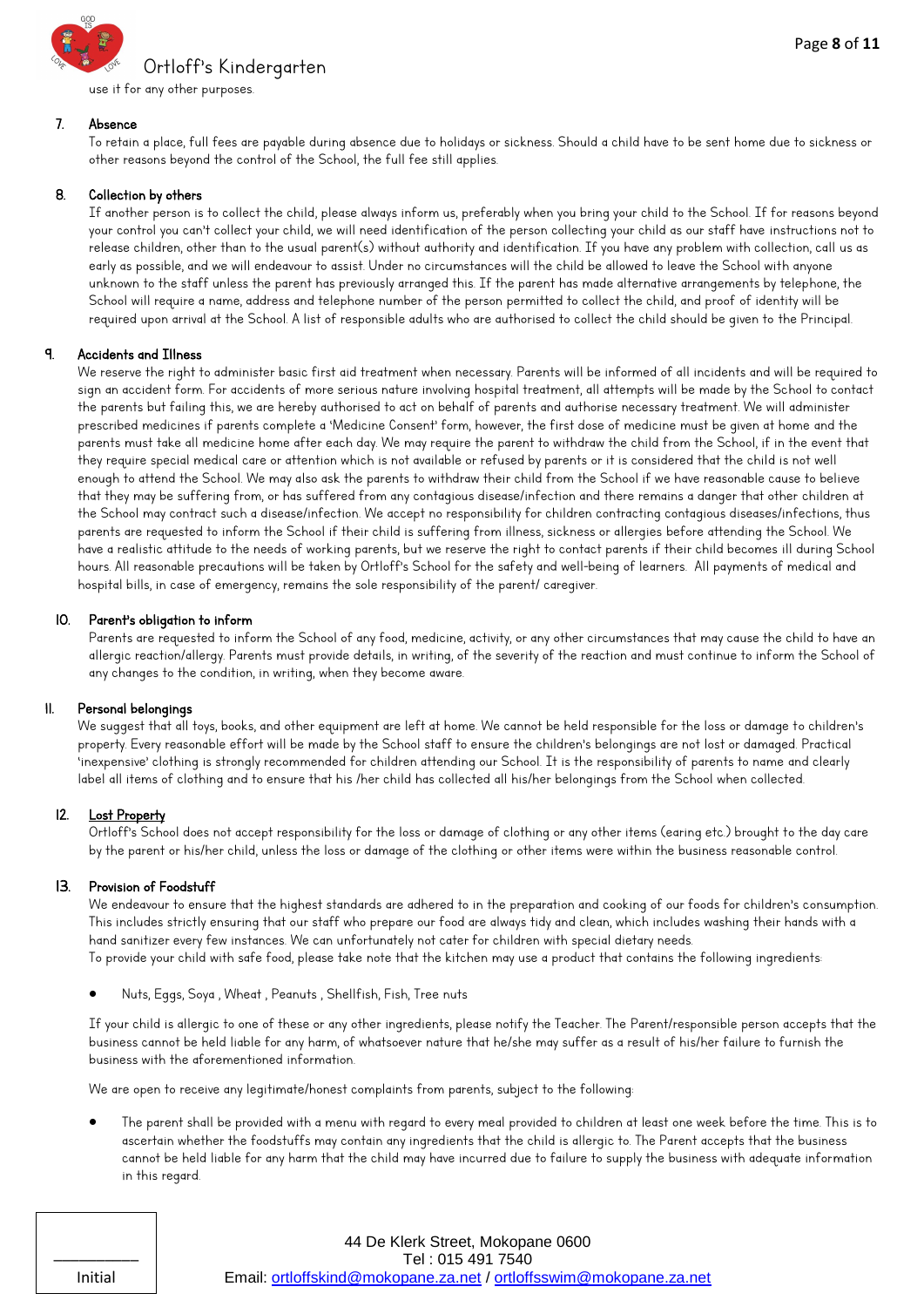use it for any other purposes.

7. **Absence**
   To retain a place, full fees are payable during absence due to holidays or sickness. Should a child have to be sent home due to sickness or other reasons beyond the control of the School, the full fee still applies.

8. **Collection by others**
   If another person is to collect the child, please always inform us, preferably when you bring your child to the School. If for reasons beyond your control you can't collect your child, we will need identification of the person collecting your child as our staff have instructions not to release children, other than to the usual parent(s) without authority and identification. If you have any problem with collection, call us as early as possible, and we will endeavour to assist. Under no circumstances will the child be allowed to leave the School with anyone unknown to the staff unless the parent has previously arranged this. If the parent has made alternative arrangements by telephone, the School will require a name, address and telephone number of the person permitted to collect the child, and proof of identity will be required upon arrival at the School. A list of responsible adults who are authorised to collect the child should be given to the Principal.

9. **Accidents and Illness**
   We reserve the right to administer basic first aid treatment when necessary. Parents will be informed of all incidents and will be required to sign an accident form. For accidents of more serious nature involving hospital treatment, all attempts will be made by the School to contact the parents but failing this, we are hereby authorised to act on behalf of parents and authorise necessary treatment. We will administer prescribed medicines if parents complete a 'Medicine Consent' form, however, the first dose of medicine must be given at home and the parents must take all medicine home after each day. We may require the parent to withdraw the child from the School, if in the event that they require special medical care or attention which is not available or refused by parents or it is considered that the child is not well enough to attend the School. We may also ask the parents to withdraw their child from the School if we have reasonable cause to believe that they may be suffering from, or has suffered from any contagious disease/infection and there remains a danger that other children at the School may contract such a disease/infection. We accept no responsibility for children contracting contagious diseases/infections, thus parents are requested to inform the School if their child is suffering from illness, sickness or allergies before attending the School. We have a realistic attitude to the needs of working parents, but we reserve the right to contact parents if their child becomes ill during School hours. All reasonable precautions will be taken by Ortloff's School for the safety and well-being of learners. All payments of medical and hospital bills, in case of emergency, remains the sole responsibility of the parent/ caregiver.

10. **Parent's obligation to inform**
    Parents are requested to inform the School of any food, medicine, activity, or any other circumstances that may cause the child to have an allergic reaction/allergy. Parents must provide details, in writing, of the severity of the reaction and must continue to inform the School of any changes to the condition, in writing, when they become aware.

11. **Personal belongings**
    We suggest that all toys, books, and other equipment are left at home. We cannot be held responsible for the loss or damage to children's property. Every reasonable effort will be made by the School staff to ensure the children's belongings are not lost or damaged. Practical 'inexpensive' clothing is strongly recommended for children attending our School. It is the responsibility of parents to name and clearly label all items of clothing and to ensure that his /her child has collected all his/her belongings from the School when collected.

12. **Lost Property**
    Ortloff's School does not accept responsibility for the loss or damage of clothing or any other items (earing etc.) brought to the day care by the parent or his/her child, unless the loss or damage of the clothing or other items were within the business reasonable control.

13. **Provision of Foodstuff**
    We endeavour to ensure that the highest standards are adhered to in the preparation and cooking of our foods for children's consumption. This includes strictly ensuring that our staff who prepare our food are always tidy and clean, which includes washing their hands with a hand sanitizer every few instances. We can unfortunately not cater for children with special dietary needs.
    To provide your child with safe food, please take note that the kitchen may use a product that contains the following ingredients:

    - Nuts, Eggs, Soya , Wheat , Peanuts , Shellfish, Fish, Tree nuts

    If your child is allergic to one of these or any other ingredients, please notify the Teacher. The Parent/responsible person accepts that the business cannot be held liable for any harm, of whatsoever nature that he/she may suffer as a result of his/her failure to furnish the business with the aforementioned information.

    We are open to receive any legitimate/honest complaints from parents, subject to the following:

    - The parent shall be provided with a menu with regard to every meal provided to children at least one week before the time. This is to ascertain whether the foodstuffs may contain any ingredients that the child is allergic to. The Parent accepts that the business cannot be held liable for any harm that the child may have incurred due to failure to supply the business with adequate information in this regard.

__________
Initial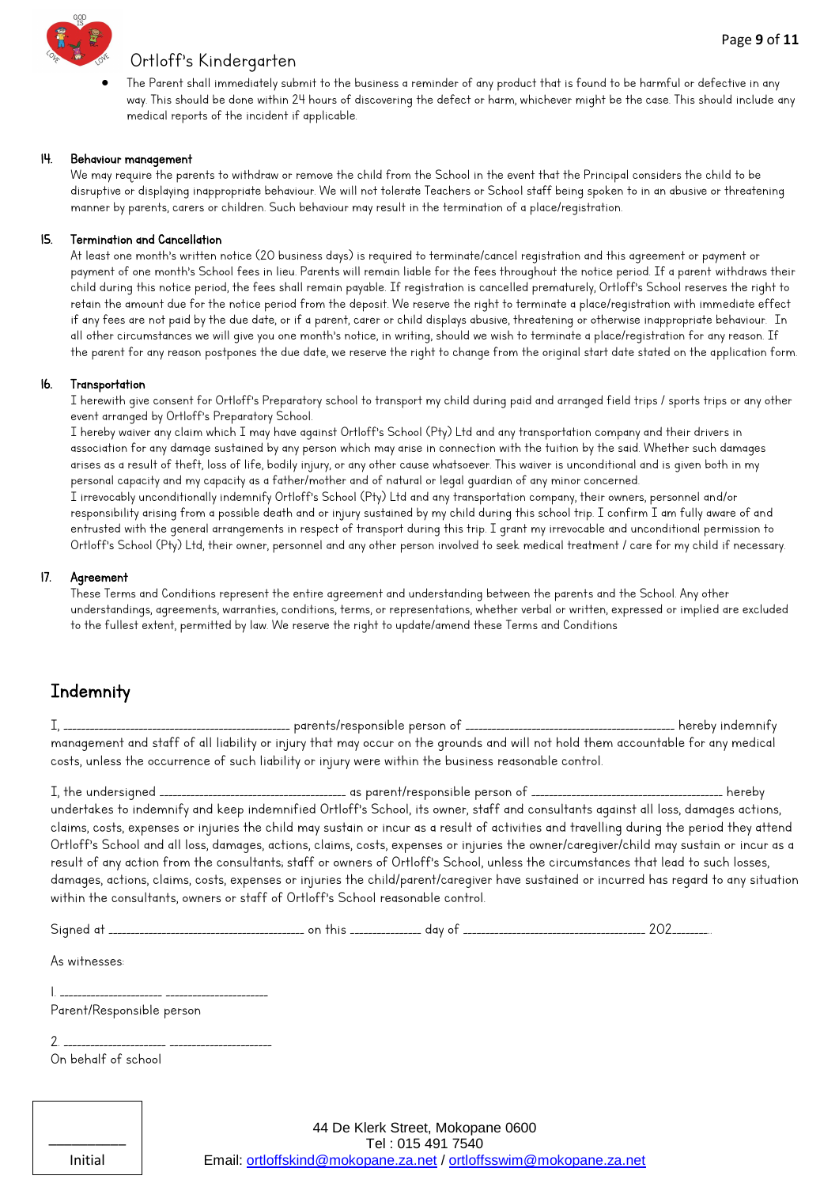- The Parent shall immediately submit to the business a reminder of any product that is found to be harmful or defective in any way. This should be done within 24 hours of discovering the defect or harm, whichever might be the case. This should include any medical reports of the incident if applicable.

**14. Behaviour management**

We may require the parents to withdraw or remove the child from the School in the event that the Principal considers the child to be disruptive or displaying inappropriate behaviour. We will not tolerate Teachers or School staff being spoken to in an abusive or threatening manner by parents, carers or children. Such behaviour may result in the termination of a place/registration.

**15. Termination and Cancellation**

At least one month's written notice (20 business days) is required to terminate/cancel registration and this agreement or payment or payment of one month's School fees in lieu. Parents will remain liable for the fees throughout the notice period. If a parent withdraws their child during this notice period, the fees shall remain payable. If registration is cancelled prematurely, Ortloff's School reserves the right to retain the amount due for the notice period from the deposit. We reserve the right to terminate a place/registration with immediate effect if any fees are not paid by the due date, or if a parent, carer or child displays abusive, threatening or otherwise inappropriate behaviour. In all other circumstances we will give you one month's notice, in writing, should we wish to terminate a place/registration for any reason. If the parent for any reason postpones the due date, we reserve the right to change from the original start date stated on the application form.

**16. Transportation**

I herewith give consent for Ortloff's Preparatory school to transport my child during paid and arranged field trips / sports trips or any other event arranged by Ortloff's Preparatory School.

I hereby waiver any claim which I may have against Ortloff's School (Pty) Ltd and any transportation company and their drivers in association for any damage sustained by any person which may arise in connection with the tuition by the said. Whether such damages arises as a result of theft, loss of life, bodily injury, or any other cause whatsoever. This waiver is unconditional and is given both in my personal capacity and my capacity as a father/mother and of natural or legal guardian of any minor concerned.

I irrevocably unconditionally indemnify Ortloff's School (Pty) Ltd and any transportation company, their owners, personnel and/or responsibility arising from a possible death and or injury sustained by my child during this school trip. I confirm I am fully aware of and entrusted with the general arrangements in respect of transport during this trip. I grant my irrevocable and unconditional permission to Ortloff's School (Pty) Ltd, their owner, personnel and any other person involved to seek medical treatment / care for my child if necessary.

**17. Agreement**

These Terms and Conditions represent the entire agreement and understanding between the parents and the School. Any other understandings, agreements, warranties, conditions, terms, or representations, whether verbal or written, expressed or implied are excluded to the fullest extent, permitted by law. We reserve the right to update/amend these Terms and Conditions

## Indemnity

I, ______________________________ parents/responsible person of ______________________________ hereby indemnify management and staff of all liability or injury that may occur on the grounds and will not hold them accountable for any medical costs, unless the occurrence of such liability or injury were within the business reasonable control.

I, the undersigned ________________________ as parent/responsible person of ________________________ hereby undertakes to indemnify and keep indemnified Ortloff's School, its owner, staff and consultants against all loss, damages actions, claims, costs, expenses or injuries the child may sustain or incur as a result of activities and travelling during the period they attend Ortloff's School and all loss, damages, actions, claims, costs, expenses or injuries the owner/caregiver/child may sustain or incur as a result of any action from the consultants; staff or owners of Ortloff's School, unless the circumstances that lead to such losses, damages, actions, claims, costs, expenses or injuries the child/parent/caregiver have sustained or incurred has regard to any situation within the consultants, owners or staff of Ortloff's School reasonable control.

Signed at ________________________ on this ________ day of ________________________ 202_______.

As witnesses:

1. ______________ ______________
Parent/Responsible person

2. ______________ ______________
On behalf of school

__________
Initial

44 De Klerk Street, Mokopane 0600
Tel : 015 491 7540
Email: ortloffskind@mokopane.za.net / ortloffsswim@mokopane.za.net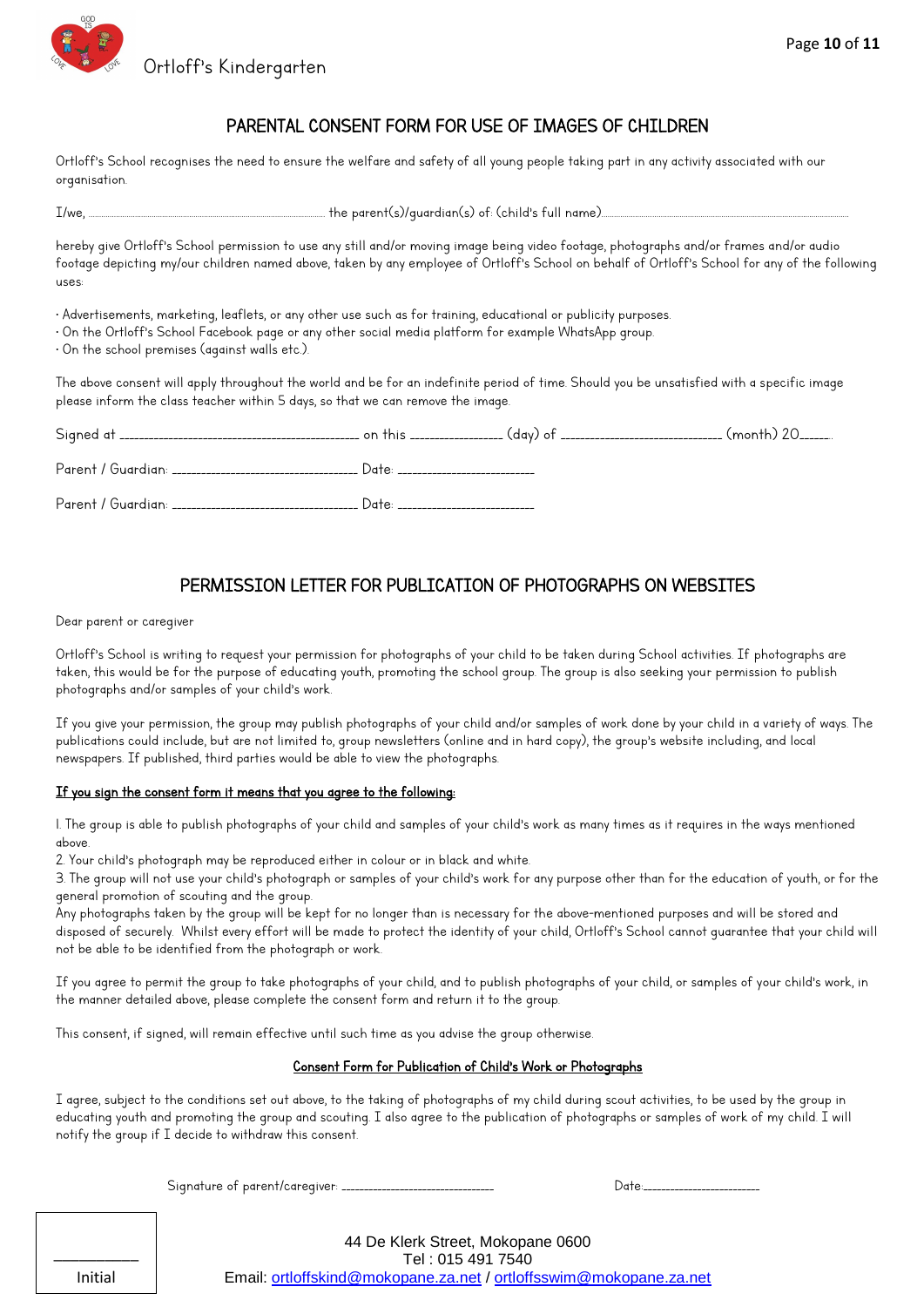Ortloff's Kindergarten

# PARENTAL CONSENT FORM FOR USE OF IMAGES OF CHILDREN

Ortloff's School recognises the need to ensure the welfare and safety of all young people taking part in any activity associated with our organisation.

I/we, .............................................................................. the parent(s)/guardian(s) of: (child's full name)..............................................................................................

hereby give Ortloff's School permission to use any still and/or moving image being video footage, photographs and/or frames and/or audio footage depicting my/our children named above, taken by any employee of Ortloff's School on behalf of Ortloff's School for any of the following uses:

- Advertisements, marketing, leaflets, or any other use such as for training, educational or publicity purposes.
- On the Ortloff's School Facebook page or any other social media platform for example WhatsApp group.
- On the school premises (against walls etc.).

The above consent will apply throughout the world and be for an indefinite period of time. Should you be unsatisfied with a specific image please inform the class teacher within 5 days, so that we can remove the image.

Signed at ______________________________________ on this _______________ (day) of __________________________ (month) 20_____.

Parent / Guardian: ______________________________ Date: ______________________

Parent / Guardian: ______________________________ Date: ______________________

# PERMISSION LETTER FOR PUBLICATION OF PHOTOGRAPHS ON WEBSITES

Dear parent or caregiver

Ortloff's School is writing to request your permission for photographs of your child to be taken during School activities. If photographs are taken, this would be for the purpose of educating youth, promoting the school group. The group is also seeking your permission to publish photographs and/or samples of your child's work.

If you give your permission, the group may publish photographs of your child and/or samples of work done by your child in a variety of ways. The publications could include, but are not limited to, group newsletters (online and in hard copy), the group's website including, and local newspapers. If published, third parties would be able to view the photographs.

**If you sign the consent form it means that you agree to the following:**

1. The group is able to publish photographs of your child and samples of your child's work as many times as it requires in the ways mentioned above.
2. Your child's photograph may be reproduced either in colour or in black and white.
3. The group will not use your child's photograph or samples of your child's work for any purpose other than for the education of youth, or for the general promotion of scouting and the group.

Any photographs taken by the group will be kept for no longer than is necessary for the above-mentioned purposes and will be stored and disposed of securely. Whilst every effort will be made to protect the identity of your child, Ortloff's School cannot guarantee that your child will not be able to be identified from the photograph or work.

If you agree to permit the group to take photographs of your child, and to publish photographs of your child, or samples of your child's work, in the manner detailed above, please complete the consent form and return it to the group.

This consent, if signed, will remain effective until such time as you advise the group otherwise.

**Consent Form for Publication of Child's Work or Photographs**

I agree, subject to the conditions set out above, to the taking of photographs of my child during scout activities, to be used by the group in educating youth and promoting the group and scouting. I also agree to the publication of photographs or samples of work of my child. I will notify the group if I decide to withdraw this consent.

Signature of parent/caregiver: ________________________ Date:___________________

__________
Initial

44 De Klerk Street, Mokopane 0600
Tel : 015 491 7540
Email: ortloffskind@mokopane.za.net / ortloffsswim@mokopane.za.net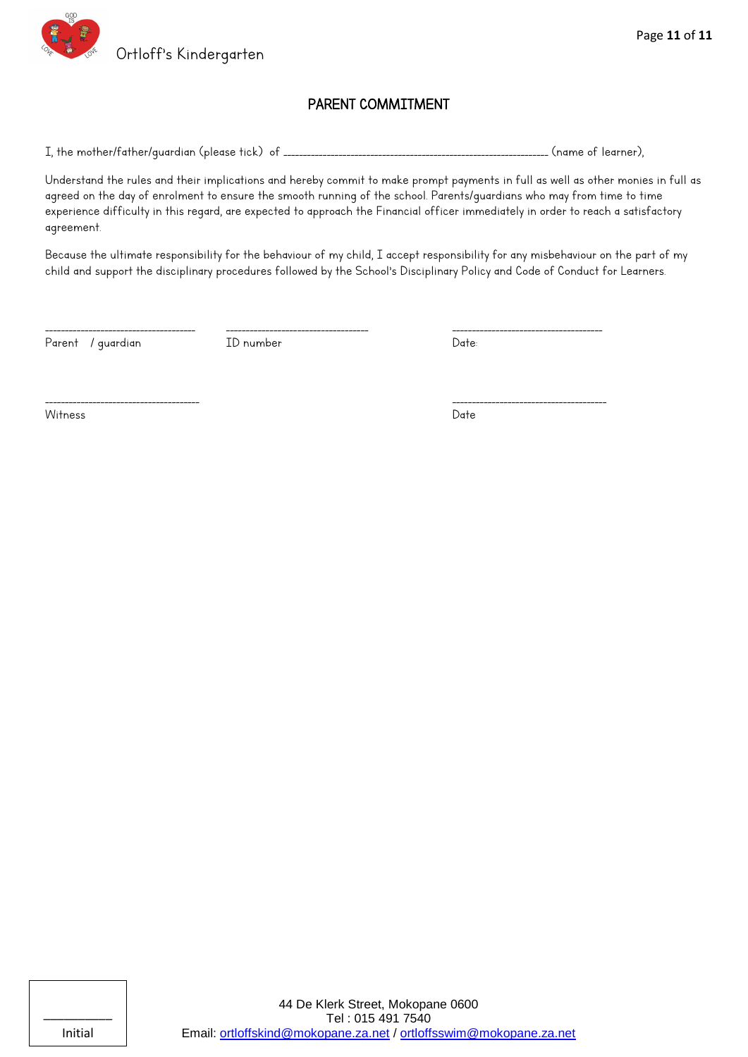# PARENT COMMITMENT

I, the mother/father/guardian (please tick) of ______________________________ (name of learner),

Understand the rules and their implications and hereby commit to make prompt payments in full as well as other monies in full as agreed on the day of enrolment to ensure the smooth running of the school. Parents/guardians who may from time to time experience difficulty in this regard, are expected to approach the Financial officer immediately in order to reach a satisfactory agreement.

Because the ultimate responsibility for the behaviour of my child, I accept responsibility for any misbehaviour on the part of my child and support the disciplinary procedures followed by the School's Disciplinary Policy and Code of Conduct for Learners.

| | | |
|---|---|---|
| ---------------------------------------- | ---------------------------------------- | ---------------------------------------- |
| Parent / guardian | ID number | Date: |
| ---------------------------------------- | | ---------------------------------------- |
| Witness | | Date |

__________
Initial